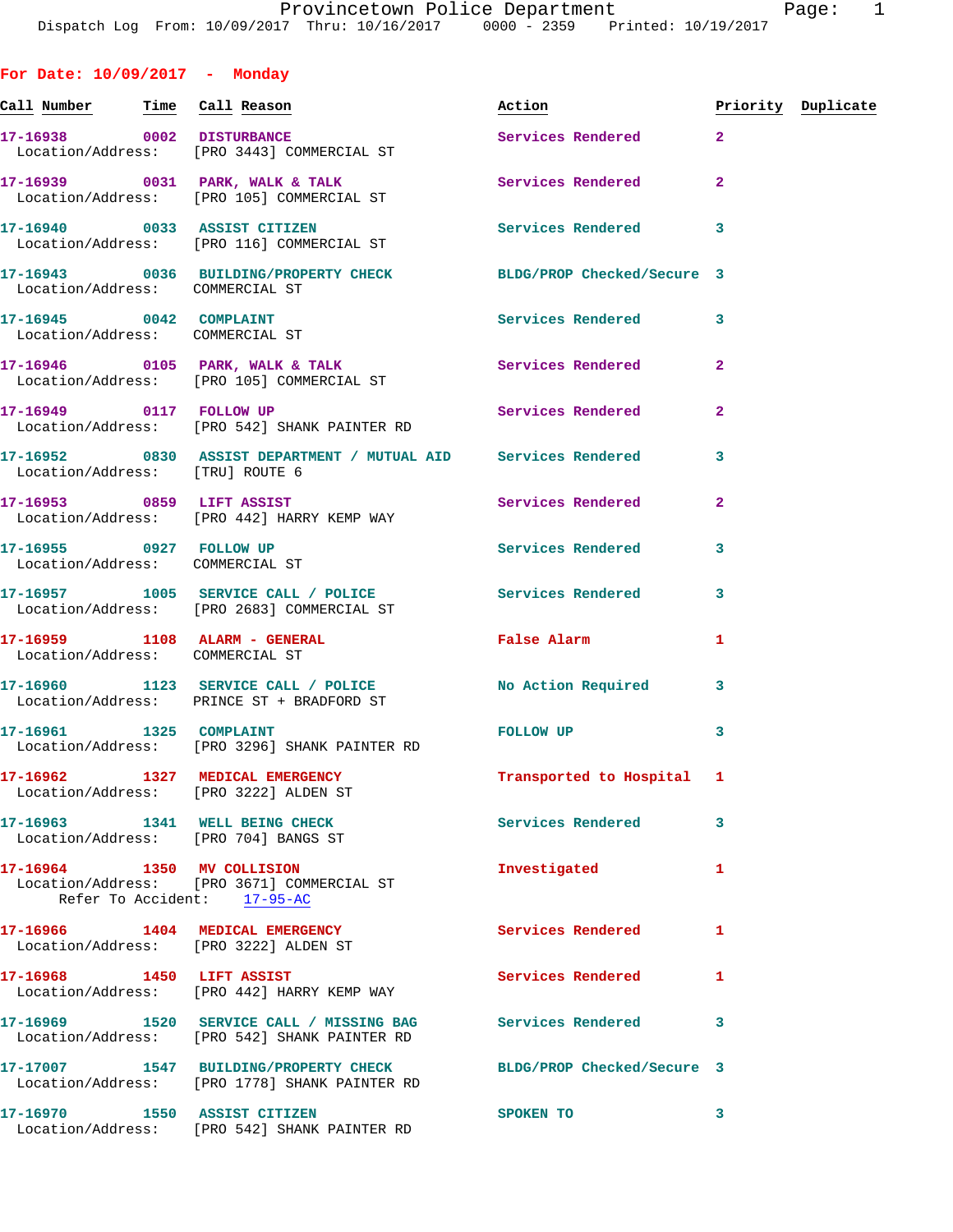Dispatch Log From: 10/09/2017 Thru: 10/16/2017 0000 - 2359 Printed: 10/19/2017

## For Date: 10/09/2017 - Monday

| Call Number | Time | Call Reason | Action | Priority | Duplicate |
|---|---|---|---|---|---|
| 17-16938 | 0002 | DISTURBANCE | Services Rendered | 2 | |
| Location/Address: | | [PRO 3443] COMMERCIAL ST | | | |
| 17-16939 | 0031 | PARK, WALK & TALK | Services Rendered | 2 | |
| Location/Address: | | [PRO 105] COMMERCIAL ST | | | |
| 17-16940 | 0033 | ASSIST CITIZEN | Services Rendered | 3 | |
| Location/Address: | | [PRO 116] COMMERCIAL ST | | | |
| 17-16943 | 0036 | BUILDING/PROPERTY CHECK | BLDG/PROP Checked/Secure | 3 | |
| Location/Address: | | COMMERCIAL ST | | | |
| 17-16945 | 0042 | COMPLAINT | Services Rendered | 3 | |
| Location/Address: | | COMMERCIAL ST | | | |
| 17-16946 | 0105 | PARK, WALK & TALK | Services Rendered | 2 | |
| Location/Address: | | [PRO 105] COMMERCIAL ST | | | |
| 17-16949 | 0117 | FOLLOW UP | Services Rendered | 2 | |
| Location/Address: | | [PRO 542] SHANK PAINTER RD | | | |
| 17-16952 | 0830 | ASSIST DEPARTMENT / MUTUAL AID | Services Rendered | 3 | |
| Location/Address: | | [TRU] ROUTE 6 | | | |
| 17-16953 | 0859 | LIFT ASSIST | Services Rendered | 2 | |
| Location/Address: | | [PRO 442] HARRY KEMP WAY | | | |
| 17-16955 | 0927 | FOLLOW UP | Services Rendered | 3 | |
| Location/Address: | | COMMERCIAL ST | | | |
| 17-16957 | 1005 | SERVICE CALL / POLICE | Services Rendered | 3 | |
| Location/Address: | | [PRO 2683] COMMERCIAL ST | | | |
| 17-16959 | 1108 | ALARM - GENERAL | False Alarm | 1 | |
| Location/Address: | | COMMERCIAL ST | | | |
| 17-16960 | 1123 | SERVICE CALL / POLICE | No Action Required | 3 | |
| Location/Address: | | PRINCE ST + BRADFORD ST | | | |
| 17-16961 | 1325 | COMPLAINT | FOLLOW UP | 3 | |
| Location/Address: | | [PRO 3296] SHANK PAINTER RD | | | |
| 17-16962 | 1327 | MEDICAL EMERGENCY | Transported to Hospital | 1 | |
| Location/Address: | | [PRO 3222] ALDEN ST | | | |
| 17-16963 | 1341 | WELL BEING CHECK | Services Rendered | 3 | |
| Location/Address: | | [PRO 704] BANGS ST | | | |
| 17-16964 | 1350 | MV COLLISION | Investigated | 1 | |
| Location/Address: | | [PRO 3671] COMMERCIAL ST | | | |
| Refer To Accident: | | 17-95-AC | | | |
| 17-16966 | 1404 | MEDICAL EMERGENCY | Services Rendered | 1 | |
| Location/Address: | | [PRO 3222] ALDEN ST | | | |
| 17-16968 | 1450 | LIFT ASSIST | Services Rendered | 1 | |
| Location/Address: | | [PRO 442] HARRY KEMP WAY | | | |
| 17-16969 | 1520 | SERVICE CALL / MISSING BAG | Services Rendered | 3 | |
| Location/Address: | | [PRO 542] SHANK PAINTER RD | | | |
| 17-17007 | 1547 | BUILDING/PROPERTY CHECK | BLDG/PROP Checked/Secure | 3 | |
| Location/Address: | | [PRO 1778] SHANK PAINTER RD | | | |
| 17-16970 | 1550 | ASSIST CITIZEN | SPOKEN TO | 3 | |
| Location/Address: | | [PRO 542] SHANK PAINTER RD | | | |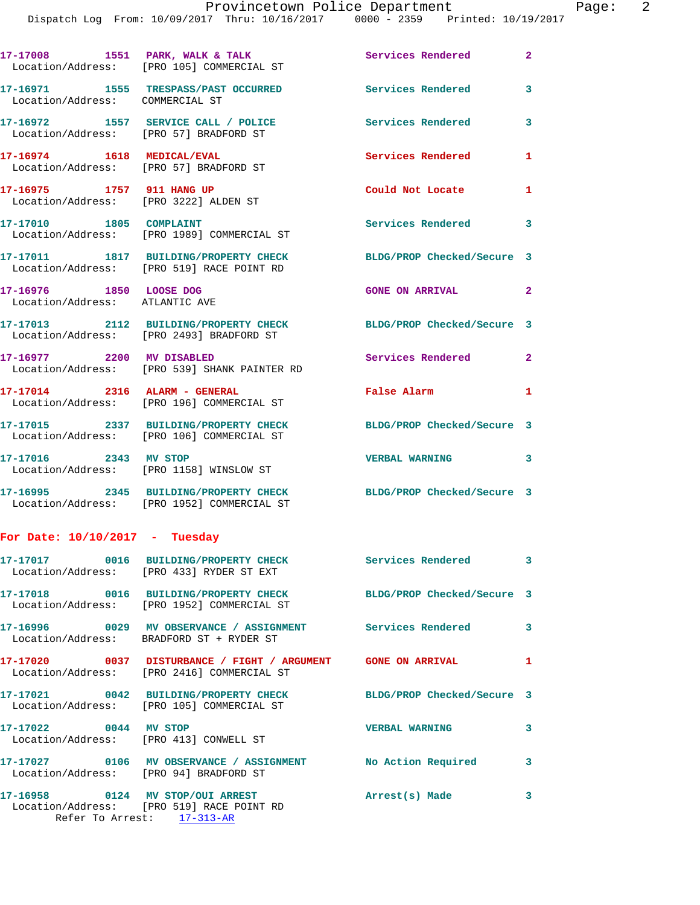17-17008    1551  PARK, WALK & TALK                    Services Rendered    2
  Location/Address:  [PRO 105] COMMERCIAL ST

17-16971    1555  TRESPASS/PAST OCCURRED               Services Rendered    3
  Location/Address:  COMMERCIAL ST

17-16972    1557  SERVICE CALL / POLICE                Services Rendered    3
  Location/Address:  [PRO 57] BRADFORD ST

17-16974    1618  MEDICAL/EVAL                         Services Rendered    1
  Location/Address:  [PRO 57] BRADFORD ST

17-16975    1757  911 HANG UP                          Could Not Locate     1
  Location/Address:  [PRO 3222] ALDEN ST

17-17010    1805  COMPLAINT                            Services Rendered    3
  Location/Address:  [PRO 1989] COMMERCIAL ST

17-17011    1817  BUILDING/PROPERTY CHECK              BLDG/PROP Checked/Secure  3
  Location/Address:  [PRO 519] RACE POINT RD

17-16976    1850  LOOSE DOG                            GONE ON ARRIVAL      2
  Location/Address:  ATLANTIC AVE

17-17013    2112  BUILDING/PROPERTY CHECK              BLDG/PROP Checked/Secure  3
  Location/Address:  [PRO 2493] BRADFORD ST

17-16977    2200  MV DISABLED                          Services Rendered    2
  Location/Address:  [PRO 539] SHANK PAINTER RD

17-17014    2316  ALARM - GENERAL                      False Alarm          1
  Location/Address:  [PRO 196] COMMERCIAL ST

17-17015    2337  BUILDING/PROPERTY CHECK              BLDG/PROP Checked/Secure  3
  Location/Address:  [PRO 106] COMMERCIAL ST

17-17016    2343  MV STOP                              VERBAL WARNING       3
  Location/Address:  [PRO 1158] WINSLOW ST

17-16995    2345  BUILDING/PROPERTY CHECK              BLDG/PROP Checked/Secure  3
  Location/Address:  [PRO 1952] COMMERCIAL ST

**For Date: 10/10/2017  -  Tuesday**

17-17017    0016  BUILDING/PROPERTY CHECK              Services Rendered    3
  Location/Address:  [PRO 433] RYDER ST EXT

17-17018    0016  BUILDING/PROPERTY CHECK              BLDG/PROP Checked/Secure  3
  Location/Address:  [PRO 1952] COMMERCIAL ST

17-16996    0029  MV OBSERVANCE / ASSIGNMENT           Services Rendered    3
  Location/Address:  BRADFORD ST + RYDER ST

17-17020    0037  DISTURBANCE / FIGHT / ARGUMENT       GONE ON ARRIVAL      1
  Location/Address:  [PRO 2416] COMMERCIAL ST

17-17021    0042  BUILDING/PROPERTY CHECK              BLDG/PROP Checked/Secure  3
  Location/Address:  [PRO 105] COMMERCIAL ST

17-17022    0044  MV STOP                              VERBAL WARNING       3
  Location/Address:  [PRO 413] CONWELL ST

17-17027    0106  MV OBSERVANCE / ASSIGNMENT           No Action Required   3
  Location/Address:  [PRO 94] BRADFORD ST

17-16958    0124  MV STOP/OUI ARREST                   Arrest(s) Made       3
  Location/Address:  [PRO 519] RACE POINT RD
    Refer To Arrest:    17-313-AR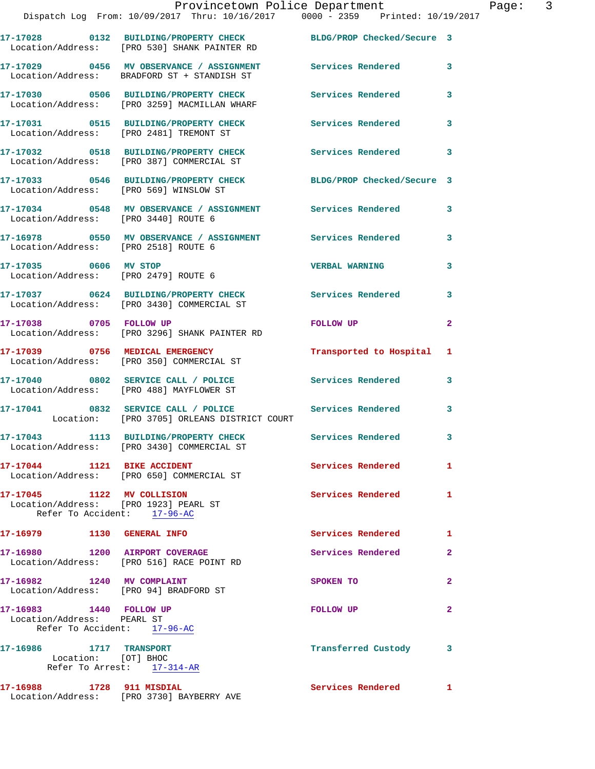Provincetown Police Department
Dispatch Log From: 10/09/2017 Thru: 10/16/2017 0000 - 2359 Printed: 10/19/2017

**17-17028** 0132 **BUILDING/PROPERTY CHECK** BLDG/PROP Checked/Secure 3
Location/Address: [PRO 530] SHANK PAINTER RD

**17-17029** 0456 **MV OBSERVANCE / ASSIGNMENT** Services Rendered 3
Location/Address: BRADFORD ST + STANDISH ST

**17-17030** 0506 **BUILDING/PROPERTY CHECK** Services Rendered 3
Location/Address: [PRO 3259] MACMILLAN WHARF

**17-17031** 0515 **BUILDING/PROPERTY CHECK** Services Rendered 3
Location/Address: [PRO 2481] TREMONT ST

**17-17032** 0518 **BUILDING/PROPERTY CHECK** Services Rendered 3
Location/Address: [PRO 387] COMMERCIAL ST

**17-17033** 0546 **BUILDING/PROPERTY CHECK** BLDG/PROP Checked/Secure 3
Location/Address: [PRO 569] WINSLOW ST

**17-17034** 0548 **MV OBSERVANCE / ASSIGNMENT** Services Rendered 3
Location/Address: [PRO 3440] ROUTE 6

**17-16978** 0550 **MV OBSERVANCE / ASSIGNMENT** Services Rendered 3
Location/Address: [PRO 2518] ROUTE 6

**17-17035** 0606 **MV STOP** VERBAL WARNING 3
Location/Address: [PRO 2479] ROUTE 6

**17-17037** 0624 **BUILDING/PROPERTY CHECK** Services Rendered 3
Location/Address: [PRO 3430] COMMERCIAL ST

**17-17038** 0705 **FOLLOW UP** FOLLOW UP 2
Location/Address: [PRO 3296] SHANK PAINTER RD

**17-17039** 0756 **MEDICAL EMERGENCY** Transported to Hospital 1
Location/Address: [PRO 350] COMMERCIAL ST

**17-17040** 0802 **SERVICE CALL / POLICE** Services Rendered 3
Location/Address: [PRO 488] MAYFLOWER ST

**17-17041** 0832 **SERVICE CALL / POLICE** Services Rendered 3
Location: [PRO 3705] ORLEANS DISTRICT COURT

**17-17043** 1113 **BUILDING/PROPERTY CHECK** Services Rendered 3
Location/Address: [PRO 3430] COMMERCIAL ST

**17-17044** 1121 **BIKE ACCIDENT** Services Rendered 1
Location/Address: [PRO 650] COMMERCIAL ST

**17-17045** 1122 **MV COLLISION** Services Rendered 1
Location/Address: [PRO 1923] PEARL ST
Refer To Accident: 17-96-AC

**17-16979** 1130 **GENERAL INFO** Services Rendered 1

**17-16980** 1200 **AIRPORT COVERAGE** Services Rendered 2
Location/Address: [PRO 516] RACE POINT RD

**17-16982** 1240 **MV COMPLAINT** SPOKEN TO 2
Location/Address: [PRO 94] BRADFORD ST

**17-16983** 1440 **FOLLOW UP** FOLLOW UP 2
Location/Address: PEARL ST
Refer To Accident: 17-96-AC

**17-16986** 1717 **TRANSPORT** Transferred Custody 3
Location: [OT] BHOC
Refer To Arrest: 17-314-AR

**17-16988** 1728 **911 MISDIAL** Services Rendered 1
Location/Address: [PRO 3730] BAYBERRY AVE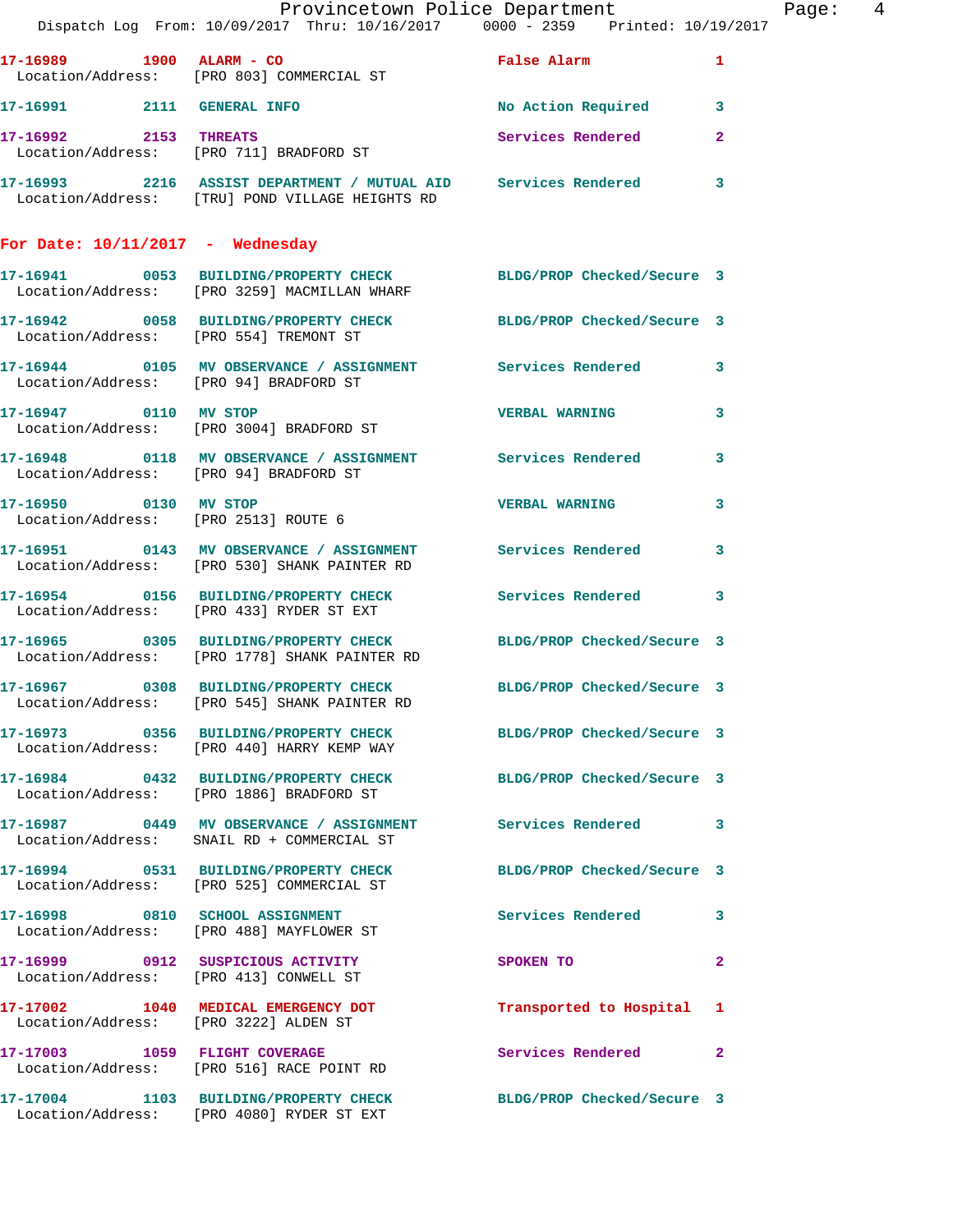17-16989 1900 ALARM - CO False Alarm 1
Location/Address: [PRO 803] COMMERCIAL ST

17-16991 2111 GENERAL INFO No Action Required 3

17-16992 2153 THREATS Services Rendered 2
Location/Address: [PRO 711] BRADFORD ST

17-16993 2216 ASSIST DEPARTMENT / MUTUAL AID Services Rendered 3
Location/Address: [TRU] POND VILLAGE HEIGHTS RD

## For Date: 10/11/2017 - Wednesday

17-16941 0053 BUILDING/PROPERTY CHECK BLDG/PROP Checked/Secure 3
Location/Address: [PRO 3259] MACMILLAN WHARF

17-16942 0058 BUILDING/PROPERTY CHECK BLDG/PROP Checked/Secure 3
Location/Address: [PRO 554] TREMONT ST

17-16944 0105 MV OBSERVANCE / ASSIGNMENT Services Rendered 3
Location/Address: [PRO 94] BRADFORD ST

17-16947 0110 MV STOP VERBAL WARNING 3
Location/Address: [PRO 3004] BRADFORD ST

17-16948 0118 MV OBSERVANCE / ASSIGNMENT Services Rendered 3
Location/Address: [PRO 94] BRADFORD ST

17-16950 0130 MV STOP VERBAL WARNING 3
Location/Address: [PRO 2513] ROUTE 6

17-16951 0143 MV OBSERVANCE / ASSIGNMENT Services Rendered 3
Location/Address: [PRO 530] SHANK PAINTER RD

17-16954 0156 BUILDING/PROPERTY CHECK Services Rendered 3
Location/Address: [PRO 433] RYDER ST EXT

17-16965 0305 BUILDING/PROPERTY CHECK BLDG/PROP Checked/Secure 3
Location/Address: [PRO 1778] SHANK PAINTER RD

17-16967 0308 BUILDING/PROPERTY CHECK BLDG/PROP Checked/Secure 3
Location/Address: [PRO 545] SHANK PAINTER RD

17-16973 0356 BUILDING/PROPERTY CHECK BLDG/PROP Checked/Secure 3
Location/Address: [PRO 440] HARRY KEMP WAY

17-16984 0432 BUILDING/PROPERTY CHECK BLDG/PROP Checked/Secure 3
Location/Address: [PRO 1886] BRADFORD ST

17-16987 0449 MV OBSERVANCE / ASSIGNMENT Services Rendered 3
Location/Address: SNAIL RD + COMMERCIAL ST

17-16994 0531 BUILDING/PROPERTY CHECK BLDG/PROP Checked/Secure 3
Location/Address: [PRO 525] COMMERCIAL ST

17-16998 0810 SCHOOL ASSIGNMENT Services Rendered 3
Location/Address: [PRO 488] MAYFLOWER ST

17-16999 0912 SUSPICIOUS ACTIVITY SPOKEN TO 2
Location/Address: [PRO 413] CONWELL ST

17-17002 1040 MEDICAL EMERGENCY DOT Transported to Hospital 1
Location/Address: [PRO 3222] ALDEN ST

17-17003 1059 FLIGHT COVERAGE Services Rendered 2
Location/Address: [PRO 516] RACE POINT RD

17-17004 1103 BUILDING/PROPERTY CHECK BLDG/PROP Checked/Secure 3
Location/Address: [PRO 4080] RYDER ST EXT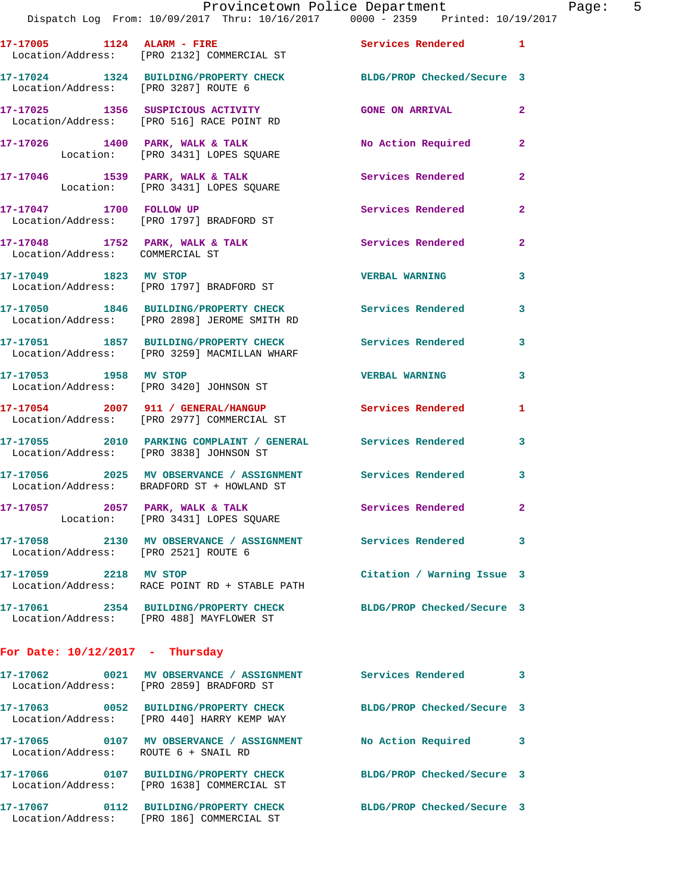17-17005 1124 ALARM - FIRE Services Rendered 1
Location/Address: [PRO 2132] COMMERCIAL ST

17-17024 1324 BUILDING/PROPERTY CHECK BLDG/PROP Checked/Secure 3
Location/Address: [PRO 3287] ROUTE 6

17-17025 1356 SUSPICIOUS ACTIVITY GONE ON ARRIVAL 2
Location/Address: [PRO 516] RACE POINT RD

17-17026 1400 PARK, WALK & TALK No Action Required 2
Location: [PRO 3431] LOPES SQUARE

17-17046 1539 PARK, WALK & TALK Services Rendered 2
Location: [PRO 3431] LOPES SQUARE

17-17047 1700 FOLLOW UP Services Rendered 2
Location/Address: [PRO 1797] BRADFORD ST

17-17048 1752 PARK, WALK & TALK Services Rendered 2
Location/Address: COMMERCIAL ST

17-17049 1823 MV STOP VERBAL WARNING 3
Location/Address: [PRO 1797] BRADFORD ST

17-17050 1846 BUILDING/PROPERTY CHECK Services Rendered 3
Location/Address: [PRO 2898] JEROME SMITH RD

17-17051 1857 BUILDING/PROPERTY CHECK Services Rendered 3
Location/Address: [PRO 3259] MACMILLAN WHARF

17-17053 1958 MV STOP VERBAL WARNING 3
Location/Address: [PRO 3420] JOHNSON ST

17-17054 2007 911 / GENERAL/HANGUP Services Rendered 1
Location/Address: [PRO 2977] COMMERCIAL ST

17-17055 2010 PARKING COMPLAINT / GENERAL Services Rendered 3
Location/Address: [PRO 3838] JOHNSON ST

17-17056 2025 MV OBSERVANCE / ASSIGNMENT Services Rendered 3
Location/Address: BRADFORD ST + HOWLAND ST

17-17057 2057 PARK, WALK & TALK Services Rendered 2
Location: [PRO 3431] LOPES SQUARE

17-17058 2130 MV OBSERVANCE / ASSIGNMENT Services Rendered 3
Location/Address: [PRO 2521] ROUTE 6

17-17059 2218 MV STOP Citation / Warning Issue 3
Location/Address: RACE POINT RD + STABLE PATH

17-17061 2354 BUILDING/PROPERTY CHECK BLDG/PROP Checked/Secure 3
Location/Address: [PRO 488] MAYFLOWER ST

**For Date: 10/12/2017 - Thursday**

17-17062 0021 MV OBSERVANCE / ASSIGNMENT Services Rendered 3
Location/Address: [PRO 2859] BRADFORD ST

17-17063 0052 BUILDING/PROPERTY CHECK BLDG/PROP Checked/Secure 3
Location/Address: [PRO 440] HARRY KEMP WAY

17-17065 0107 MV OBSERVANCE / ASSIGNMENT No Action Required 3
Location/Address: ROUTE 6 + SNAIL RD

17-17066 0107 BUILDING/PROPERTY CHECK BLDG/PROP Checked/Secure 3
Location/Address: [PRO 1638] COMMERCIAL ST

17-17067 0112 BUILDING/PROPERTY CHECK BLDG/PROP Checked/Secure 3
Location/Address: [PRO 186] COMMERCIAL ST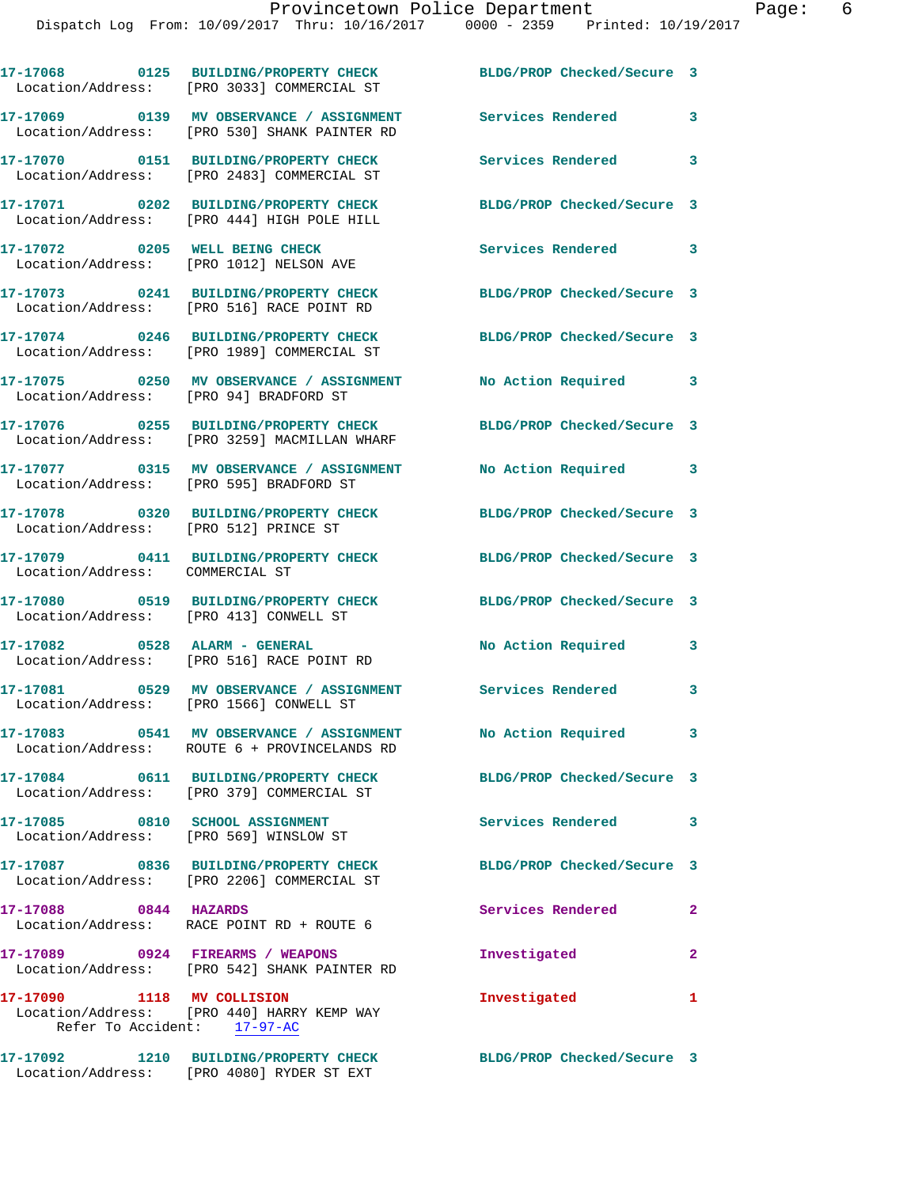17-17068 0125 BUILDING/PROPERTY CHECK BLDG/PROP Checked/Secure 3
Location/Address: [PRO 3033] COMMERCIAL ST

17-17069 0139 MV OBSERVANCE / ASSIGNMENT Services Rendered 3
Location/Address: [PRO 530] SHANK PAINTER RD

17-17070 0151 BUILDING/PROPERTY CHECK Services Rendered 3
Location/Address: [PRO 2483] COMMERCIAL ST

17-17071 0202 BUILDING/PROPERTY CHECK BLDG/PROP Checked/Secure 3
Location/Address: [PRO 444] HIGH POLE HILL

17-17072 0205 WELL BEING CHECK Services Rendered 3
Location/Address: [PRO 1012] NELSON AVE

17-17073 0241 BUILDING/PROPERTY CHECK BLDG/PROP Checked/Secure 3
Location/Address: [PRO 516] RACE POINT RD

17-17074 0246 BUILDING/PROPERTY CHECK BLDG/PROP Checked/Secure 3
Location/Address: [PRO 1989] COMMERCIAL ST

17-17075 0250 MV OBSERVANCE / ASSIGNMENT No Action Required 3
Location/Address: [PRO 94] BRADFORD ST

17-17076 0255 BUILDING/PROPERTY CHECK BLDG/PROP Checked/Secure 3
Location/Address: [PRO 3259] MACMILLAN WHARF

17-17077 0315 MV OBSERVANCE / ASSIGNMENT No Action Required 3
Location/Address: [PRO 595] BRADFORD ST

17-17078 0320 BUILDING/PROPERTY CHECK BLDG/PROP Checked/Secure 3
Location/Address: [PRO 512] PRINCE ST

17-17079 0411 BUILDING/PROPERTY CHECK BLDG/PROP Checked/Secure 3
Location/Address: COMMERCIAL ST

17-17080 0519 BUILDING/PROPERTY CHECK BLDG/PROP Checked/Secure 3
Location/Address: [PRO 413] CONWELL ST

17-17082 0528 ALARM - GENERAL No Action Required 3
Location/Address: [PRO 516] RACE POINT RD

17-17081 0529 MV OBSERVANCE / ASSIGNMENT Services Rendered 3
Location/Address: [PRO 1566] CONWELL ST

17-17083 0541 MV OBSERVANCE / ASSIGNMENT No Action Required 3
Location/Address: ROUTE 6 + PROVINCELANDS RD

17-17084 0611 BUILDING/PROPERTY CHECK BLDG/PROP Checked/Secure 3
Location/Address: [PRO 379] COMMERCIAL ST

17-17085 0810 SCHOOL ASSIGNMENT Services Rendered 3
Location/Address: [PRO 569] WINSLOW ST

17-17087 0836 BUILDING/PROPERTY CHECK BLDG/PROP Checked/Secure 3
Location/Address: [PRO 2206] COMMERCIAL ST

17-17088 0844 HAZARDS Services Rendered 2
Location/Address: RACE POINT RD + ROUTE 6

17-17089 0924 FIREARMS / WEAPONS Investigated 2
Location/Address: [PRO 542] SHANK PAINTER RD

17-17090 1118 MV COLLISION Investigated 1
Location/Address: [PRO 440] HARRY KEMP WAY
Refer To Accident: 17-97-AC

17-17092 1210 BUILDING/PROPERTY CHECK BLDG/PROP Checked/Secure 3
Location/Address: [PRO 4080] RYDER ST EXT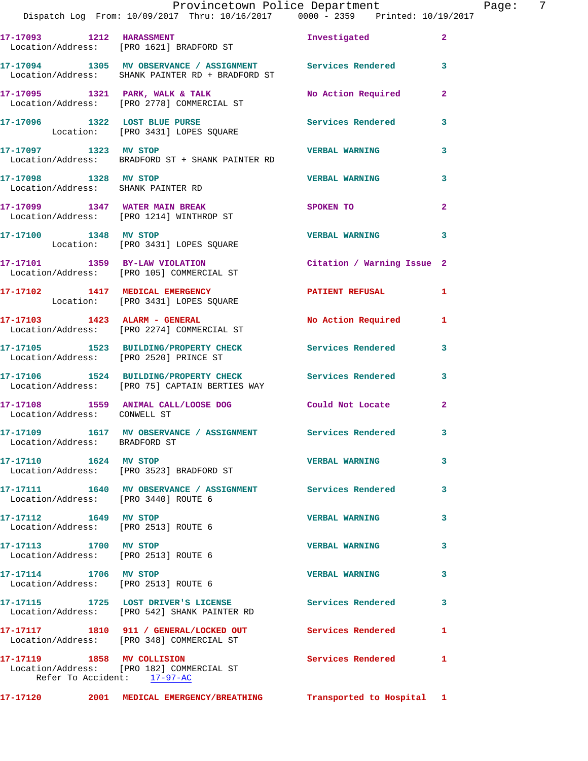17-17093 1212 HARASSMENT Investigated 2
Location/Address: [PRO 1621] BRADFORD ST

17-17094 1305 MV OBSERVANCE / ASSIGNMENT Services Rendered 3
Location/Address: SHANK PAINTER RD + BRADFORD ST

17-17095 1321 PARK, WALK & TALK No Action Required 2
Location/Address: [PRO 2778] COMMERCIAL ST

17-17096 1322 LOST BLUE PURSE Services Rendered 3
Location: [PRO 3431] LOPES SQUARE

17-17097 1323 MV STOP VERBAL WARNING 3
Location/Address: BRADFORD ST + SHANK PAINTER RD

17-17098 1328 MV STOP VERBAL WARNING 3
Location/Address: SHANK PAINTER RD

17-17099 1347 WATER MAIN BREAK SPOKEN TO 2
Location/Address: [PRO 1214] WINTHROP ST

17-17100 1348 MV STOP VERBAL WARNING 3
Location: [PRO 3431] LOPES SQUARE

17-17101 1359 BY-LAW VIOLATION Citation / Warning Issue 2
Location/Address: [PRO 105] COMMERCIAL ST

17-17102 1417 MEDICAL EMERGENCY PATIENT REFUSAL 1
Location: [PRO 3431] LOPES SQUARE

17-17103 1423 ALARM - GENERAL No Action Required 1
Location/Address: [PRO 2274] COMMERCIAL ST

17-17105 1523 BUILDING/PROPERTY CHECK Services Rendered 3
Location/Address: [PRO 2520] PRINCE ST

17-17106 1524 BUILDING/PROPERTY CHECK Services Rendered 3
Location/Address: [PRO 75] CAPTAIN BERTIES WAY

17-17108 1559 ANIMAL CALL/LOOSE DOG Could Not Locate 2
Location/Address: CONWELL ST

17-17109 1617 MV OBSERVANCE / ASSIGNMENT Services Rendered 3
Location/Address: BRADFORD ST

17-17110 1624 MV STOP VERBAL WARNING 3
Location/Address: [PRO 3523] BRADFORD ST

17-17111 1640 MV OBSERVANCE / ASSIGNMENT Services Rendered 3
Location/Address: [PRO 3440] ROUTE 6

17-17112 1649 MV STOP VERBAL WARNING 3
Location/Address: [PRO 2513] ROUTE 6

17-17113 1700 MV STOP VERBAL WARNING 3
Location/Address: [PRO 2513] ROUTE 6

17-17114 1706 MV STOP VERBAL WARNING 3
Location/Address: [PRO 2513] ROUTE 6

17-17115 1725 LOST DRIVER'S LICENSE Services Rendered 3
Location/Address: [PRO 542] SHANK PAINTER RD

17-17117 1810 911 / GENERAL/LOCKED OUT Services Rendered 1
Location/Address: [PRO 348] COMMERCIAL ST

17-17119 1858 MV COLLISION Services Rendered 1
Location/Address: [PRO 182] COMMERCIAL ST
Refer To Accident: 17-97-AC

17-17120 2001 MEDICAL EMERGENCY/BREATHING Transported to Hospital 1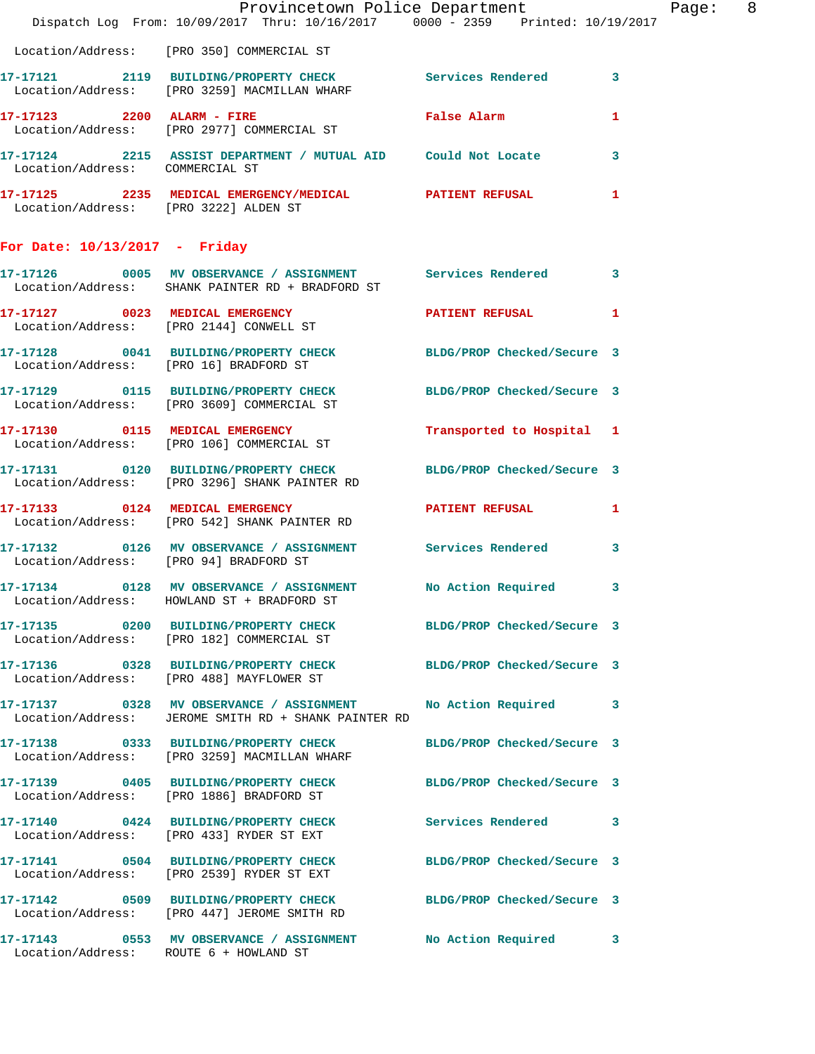Location/Address: [PRO 350] COMMERCIAL ST

**17-17121** 2119 BUILDING/PROPERTY CHECK Services Rendered 3
Location/Address: [PRO 3259] MACMILLAN WHARF

**17-17123** 2200 ALARM - FIRE False Alarm 1
Location/Address: [PRO 2977] COMMERCIAL ST

**17-17124** 2215 ASSIST DEPARTMENT / MUTUAL AID Could Not Locate 3
Location/Address: COMMERCIAL ST

**17-17125** 2235 MEDICAL EMERGENCY/MEDICAL PATIENT REFUSAL 1
Location/Address: [PRO 3222] ALDEN ST

## For Date: 10/13/2017 - Friday

**17-17126** 0005 MV OBSERVANCE / ASSIGNMENT Services Rendered 3
Location/Address: SHANK PAINTER RD + BRADFORD ST

**17-17127** 0023 MEDICAL EMERGENCY PATIENT REFUSAL 1
Location/Address: [PRO 2144] CONWELL ST

**17-17128** 0041 BUILDING/PROPERTY CHECK BLDG/PROP Checked/Secure 3
Location/Address: [PRO 16] BRADFORD ST

**17-17129** 0115 BUILDING/PROPERTY CHECK BLDG/PROP Checked/Secure 3
Location/Address: [PRO 3609] COMMERCIAL ST

**17-17130** 0115 MEDICAL EMERGENCY Transported to Hospital 1
Location/Address: [PRO 106] COMMERCIAL ST

**17-17131** 0120 BUILDING/PROPERTY CHECK BLDG/PROP Checked/Secure 3
Location/Address: [PRO 3296] SHANK PAINTER RD

**17-17133** 0124 MEDICAL EMERGENCY PATIENT REFUSAL 1
Location/Address: [PRO 542] SHANK PAINTER RD

**17-17132** 0126 MV OBSERVANCE / ASSIGNMENT Services Rendered 3
Location/Address: [PRO 94] BRADFORD ST

**17-17134** 0128 MV OBSERVANCE / ASSIGNMENT No Action Required 3
Location/Address: HOWLAND ST + BRADFORD ST

**17-17135** 0200 BUILDING/PROPERTY CHECK BLDG/PROP Checked/Secure 3
Location/Address: [PRO 182] COMMERCIAL ST

**17-17136** 0328 BUILDING/PROPERTY CHECK BLDG/PROP Checked/Secure 3
Location/Address: [PRO 488] MAYFLOWER ST

**17-17137** 0328 MV OBSERVANCE / ASSIGNMENT No Action Required 3
Location/Address: JEROME SMITH RD + SHANK PAINTER RD

**17-17138** 0333 BUILDING/PROPERTY CHECK BLDG/PROP Checked/Secure 3
Location/Address: [PRO 3259] MACMILLAN WHARF

**17-17139** 0405 BUILDING/PROPERTY CHECK BLDG/PROP Checked/Secure 3
Location/Address: [PRO 1886] BRADFORD ST

**17-17140** 0424 BUILDING/PROPERTY CHECK Services Rendered 3
Location/Address: [PRO 433] RYDER ST EXT

**17-17141** 0504 BUILDING/PROPERTY CHECK BLDG/PROP Checked/Secure 3
Location/Address: [PRO 2539] RYDER ST EXT

**17-17142** 0509 BUILDING/PROPERTY CHECK BLDG/PROP Checked/Secure 3
Location/Address: [PRO 447] JEROME SMITH RD

**17-17143** 0553 MV OBSERVANCE / ASSIGNMENT No Action Required 3
Location/Address: ROUTE 6 + HOWLAND ST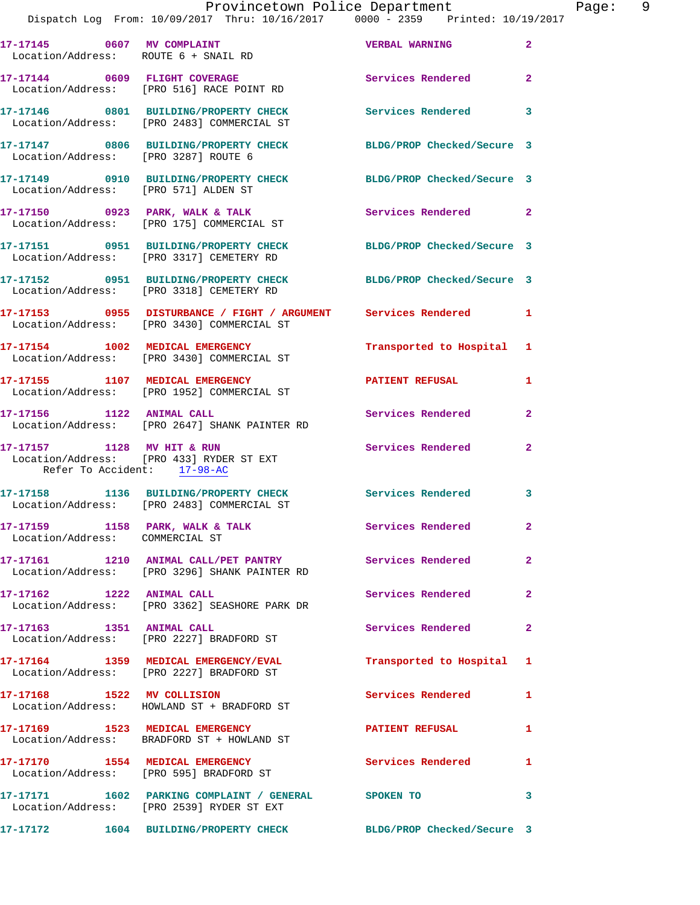17-17145 0607 MV COMPLAINT VERBAL WARNING 2
Location/Address: ROUTE 6 + SNAIL RD

17-17144 0609 FLIGHT COVERAGE Services Rendered 2
Location/Address: [PRO 516] RACE POINT RD

17-17146 0801 BUILDING/PROPERTY CHECK Services Rendered 3
Location/Address: [PRO 2483] COMMERCIAL ST

17-17147 0806 BUILDING/PROPERTY CHECK BLDG/PROP Checked/Secure 3
Location/Address: [PRO 3287] ROUTE 6

17-17149 0910 BUILDING/PROPERTY CHECK BLDG/PROP Checked/Secure 3
Location/Address: [PRO 571] ALDEN ST

17-17150 0923 PARK, WALK & TALK Services Rendered 2
Location/Address: [PRO 175] COMMERCIAL ST

17-17151 0951 BUILDING/PROPERTY CHECK BLDG/PROP Checked/Secure 3
Location/Address: [PRO 3317] CEMETERY RD

17-17152 0951 BUILDING/PROPERTY CHECK BLDG/PROP Checked/Secure 3
Location/Address: [PRO 3318] CEMETERY RD

17-17153 0955 DISTURBANCE / FIGHT / ARGUMENT Services Rendered 1
Location/Address: [PRO 3430] COMMERCIAL ST

17-17154 1002 MEDICAL EMERGENCY Transported to Hospital 1
Location/Address: [PRO 3430] COMMERCIAL ST

17-17155 1107 MEDICAL EMERGENCY PATIENT REFUSAL 1
Location/Address: [PRO 1952] COMMERCIAL ST

17-17156 1122 ANIMAL CALL Services Rendered 2
Location/Address: [PRO 2647] SHANK PAINTER RD

17-17157 1128 MV HIT & RUN Services Rendered 2
Location/Address: [PRO 433] RYDER ST EXT
Refer To Accident: 17-98-AC

17-17158 1136 BUILDING/PROPERTY CHECK Services Rendered 3
Location/Address: [PRO 2483] COMMERCIAL ST

17-17159 1158 PARK, WALK & TALK Services Rendered 2
Location/Address: COMMERCIAL ST

17-17161 1210 ANIMAL CALL/PET PANTRY Services Rendered 2
Location/Address: [PRO 3296] SHANK PAINTER RD

17-17162 1222 ANIMAL CALL Services Rendered 2
Location/Address: [PRO 3362] SEASHORE PARK DR

17-17163 1351 ANIMAL CALL Services Rendered 2
Location/Address: [PRO 2227] BRADFORD ST

17-17164 1359 MEDICAL EMERGENCY/EVAL Transported to Hospital 1
Location/Address: [PRO 2227] BRADFORD ST

17-17168 1522 MV COLLISION Services Rendered 1
Location/Address: HOWLAND ST + BRADFORD ST

17-17169 1523 MEDICAL EMERGENCY PATIENT REFUSAL 1
Location/Address: BRADFORD ST + HOWLAND ST

17-17170 1554 MEDICAL EMERGENCY Services Rendered 1
Location/Address: [PRO 595] BRADFORD ST

17-17171 1602 PARKING COMPLAINT / GENERAL SPOKEN TO 3
Location/Address: [PRO 2539] RYDER ST EXT

17-17172 1604 BUILDING/PROPERTY CHECK BLDG/PROP Checked/Secure 3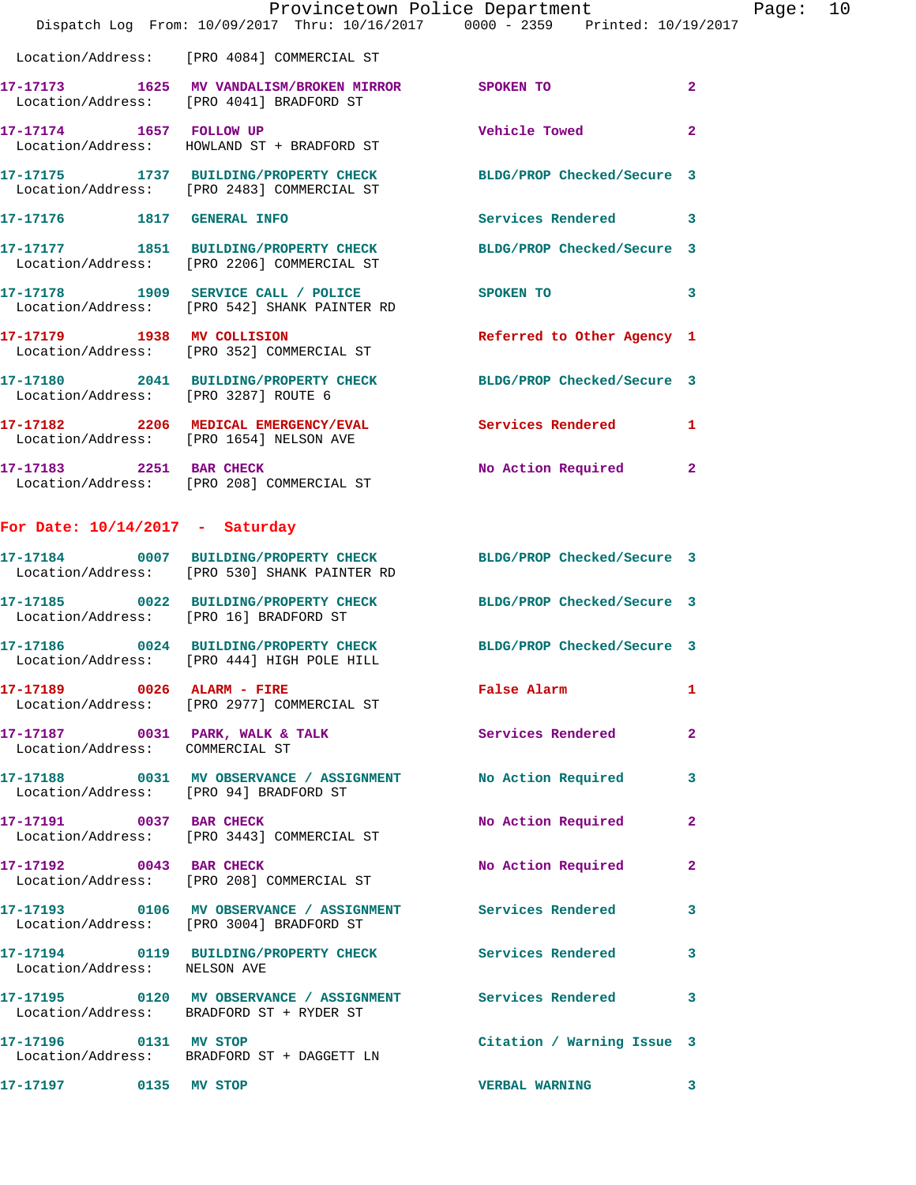Location/Address: [PRO 4084] COMMERCIAL ST

| Call # | Time | Call Reason | Action | Priority |
|---|---|---|---|---|
| 17-17173 | 1625 | MV VANDALISM/BROKEN MIRROR | SPOKEN TO | 2 |
| | | Location/Address: [PRO 4041] BRADFORD ST | | |
| 17-17174 | 1657 | FOLLOW UP | Vehicle Towed | 2 |
| | | Location/Address: HOWLAND ST + BRADFORD ST | | |
| 17-17175 | 1737 | BUILDING/PROPERTY CHECK | BLDG/PROP Checked/Secure | 3 |
| | | Location/Address: [PRO 2483] COMMERCIAL ST | | |
| 17-17176 | 1817 | GENERAL INFO | Services Rendered | 3 |
| 17-17177 | 1851 | BUILDING/PROPERTY CHECK | BLDG/PROP Checked/Secure | 3 |
| | | Location/Address: [PRO 2206] COMMERCIAL ST | | |
| 17-17178 | 1909 | SERVICE CALL / POLICE | SPOKEN TO | 3 |
| | | Location/Address: [PRO 542] SHANK PAINTER RD | | |
| 17-17179 | 1938 | MV COLLISION | Referred to Other Agency | 1 |
| | | Location/Address: [PRO 352] COMMERCIAL ST | | |
| 17-17180 | 2041 | BUILDING/PROPERTY CHECK | BLDG/PROP Checked/Secure | 3 |
| | | Location/Address: [PRO 3287] ROUTE 6 | | |
| 17-17182 | 2206 | MEDICAL EMERGENCY/EVAL | Services Rendered | 1 |
| | | Location/Address: [PRO 1654] NELSON AVE | | |
| 17-17183 | 2251 | BAR CHECK | No Action Required | 2 |
| | | Location/Address: [PRO 208] COMMERCIAL ST | | |

## For Date: 10/14/2017 - Saturday

| Call # | Time | Call Reason | Action | Priority |
|---|---|---|---|---|
| 17-17184 | 0007 | BUILDING/PROPERTY CHECK | BLDG/PROP Checked/Secure | 3 |
| | | Location/Address: [PRO 530] SHANK PAINTER RD | | |
| 17-17185 | 0022 | BUILDING/PROPERTY CHECK | BLDG/PROP Checked/Secure | 3 |
| | | Location/Address: [PRO 16] BRADFORD ST | | |
| 17-17186 | 0024 | BUILDING/PROPERTY CHECK | BLDG/PROP Checked/Secure | 3 |
| | | Location/Address: [PRO 444] HIGH POLE HILL | | |
| 17-17189 | 0026 | ALARM - FIRE | False Alarm | 1 |
| | | Location/Address: [PRO 2977] COMMERCIAL ST | | |
| 17-17187 | 0031 | PARK, WALK & TALK | Services Rendered | 2 |
| | | Location/Address: COMMERCIAL ST | | |
| 17-17188 | 0031 | MV OBSERVANCE / ASSIGNMENT | No Action Required | 3 |
| | | Location/Address: [PRO 94] BRADFORD ST | | |
| 17-17191 | 0037 | BAR CHECK | No Action Required | 2 |
| | | Location/Address: [PRO 3443] COMMERCIAL ST | | |
| 17-17192 | 0043 | BAR CHECK | No Action Required | 2 |
| | | Location/Address: [PRO 208] COMMERCIAL ST | | |
| 17-17193 | 0106 | MV OBSERVANCE / ASSIGNMENT | Services Rendered | 3 |
| | | Location/Address: [PRO 3004] BRADFORD ST | | |
| 17-17194 | 0119 | BUILDING/PROPERTY CHECK | Services Rendered | 3 |
| | | Location/Address: NELSON AVE | | |
| 17-17195 | 0120 | MV OBSERVANCE / ASSIGNMENT | Services Rendered | 3 |
| | | Location/Address: BRADFORD ST + RYDER ST | | |
| 17-17196 | 0131 | MV STOP | Citation / Warning Issue | 3 |
| | | Location/Address: BRADFORD ST + DAGGETT LN | | |
| 17-17197 | 0135 | MV STOP | VERBAL WARNING | 3 |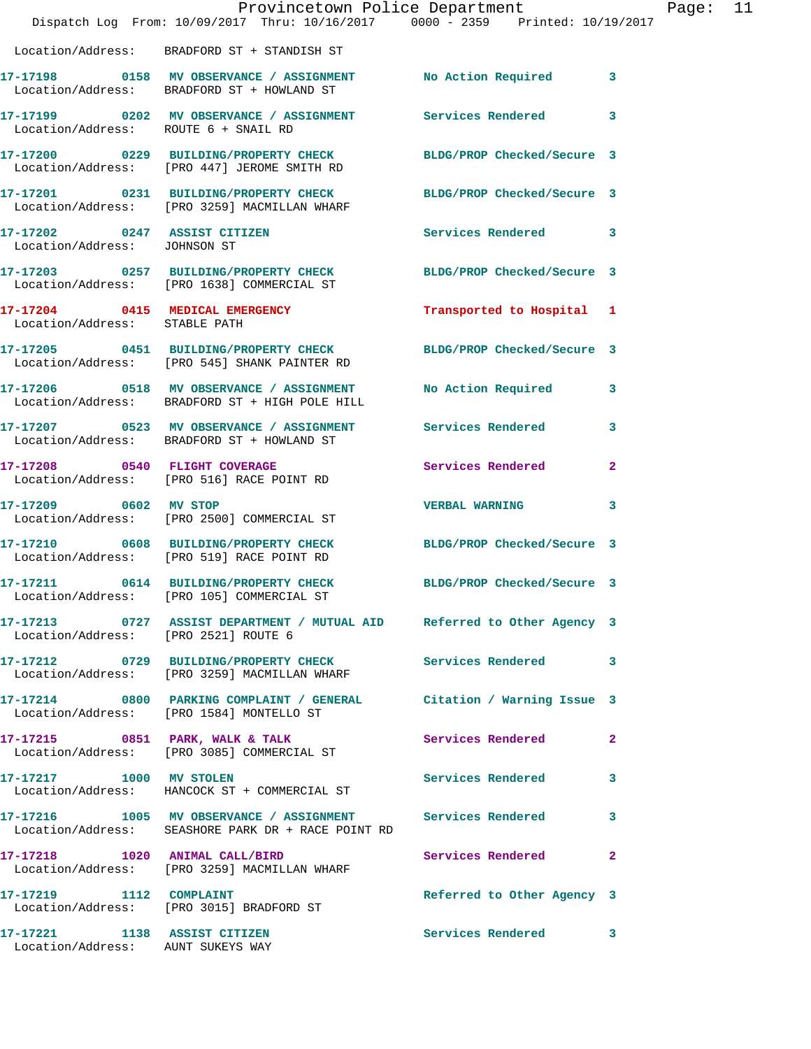Location/Address: BRADFORD ST + STANDISH ST

| Call Number | Time | Call Reason | Action | Priority |
|---|---|---|---|---|
| 17-17198 | 0158 | MV OBSERVANCE / ASSIGNMENT | No Action Required | 3 |
| Location/Address: | | BRADFORD ST + HOWLAND ST | | |
| 17-17199 | 0202 | MV OBSERVANCE / ASSIGNMENT | Services Rendered | 3 |
| Location/Address: | | ROUTE 6 + SNAIL RD | | |
| 17-17200 | 0229 | BUILDING/PROPERTY CHECK | BLDG/PROP Checked/Secure | 3 |
| Location/Address: | | [PRO 447] JEROME SMITH RD | | |
| 17-17201 | 0231 | BUILDING/PROPERTY CHECK | BLDG/PROP Checked/Secure | 3 |
| Location/Address: | | [PRO 3259] MACMILLAN WHARF | | |
| 17-17202 | 0247 | ASSIST CITIZEN | Services Rendered | 3 |
| Location/Address: | | JOHNSON ST | | |
| 17-17203 | 0257 | BUILDING/PROPERTY CHECK | BLDG/PROP Checked/Secure | 3 |
| Location/Address: | | [PRO 1638] COMMERCIAL ST | | |
| 17-17204 | 0415 | MEDICAL EMERGENCY | Transported to Hospital | 1 |
| Location/Address: | | STABLE PATH | | |
| 17-17205 | 0451 | BUILDING/PROPERTY CHECK | BLDG/PROP Checked/Secure | 3 |
| Location/Address: | | [PRO 545] SHANK PAINTER RD | | |
| 17-17206 | 0518 | MV OBSERVANCE / ASSIGNMENT | No Action Required | 3 |
| Location/Address: | | BRADFORD ST + HIGH POLE HILL | | |
| 17-17207 | 0523 | MV OBSERVANCE / ASSIGNMENT | Services Rendered | 3 |
| Location/Address: | | BRADFORD ST + HOWLAND ST | | |
| 17-17208 | 0540 | FLIGHT COVERAGE | Services Rendered | 2 |
| Location/Address: | | [PRO 516] RACE POINT RD | | |
| 17-17209 | 0602 | MV STOP | VERBAL WARNING | 3 |
| Location/Address: | | [PRO 2500] COMMERCIAL ST | | |
| 17-17210 | 0608 | BUILDING/PROPERTY CHECK | BLDG/PROP Checked/Secure | 3 |
| Location/Address: | | [PRO 519] RACE POINT RD | | |
| 17-17211 | 0614 | BUILDING/PROPERTY CHECK | BLDG/PROP Checked/Secure | 3 |
| Location/Address: | | [PRO 105] COMMERCIAL ST | | |
| 17-17213 | 0727 | ASSIST DEPARTMENT / MUTUAL AID | Referred to Other Agency | 3 |
| Location/Address: | | [PRO 2521] ROUTE 6 | | |
| 17-17212 | 0729 | BUILDING/PROPERTY CHECK | Services Rendered | 3 |
| Location/Address: | | [PRO 3259] MACMILLAN WHARF | | |
| 17-17214 | 0800 | PARKING COMPLAINT / GENERAL | Citation / Warning Issue | 3 |
| Location/Address: | | [PRO 1584] MONTELLO ST | | |
| 17-17215 | 0851 | PARK, WALK & TALK | Services Rendered | 2 |
| Location/Address: | | [PRO 3085] COMMERCIAL ST | | |
| 17-17217 | 1000 | MV STOLEN | Services Rendered | 3 |
| Location/Address: | | HANCOCK ST + COMMERCIAL ST | | |
| 17-17216 | 1005 | MV OBSERVANCE / ASSIGNMENT | Services Rendered | 3 |
| Location/Address: | | SEASHORE PARK DR + RACE POINT RD | | |
| 17-17218 | 1020 | ANIMAL CALL/BIRD | Services Rendered | 2 |
| Location/Address: | | [PRO 3259] MACMILLAN WHARF | | |
| 17-17219 | 1112 | COMPLAINT | Referred to Other Agency | 3 |
| Location/Address: | | [PRO 3015] BRADFORD ST | | |
| 17-17221 | 1138 | ASSIST CITIZEN | Services Rendered | 3 |
| Location/Address: | | AUNT SUKEYS WAY | | |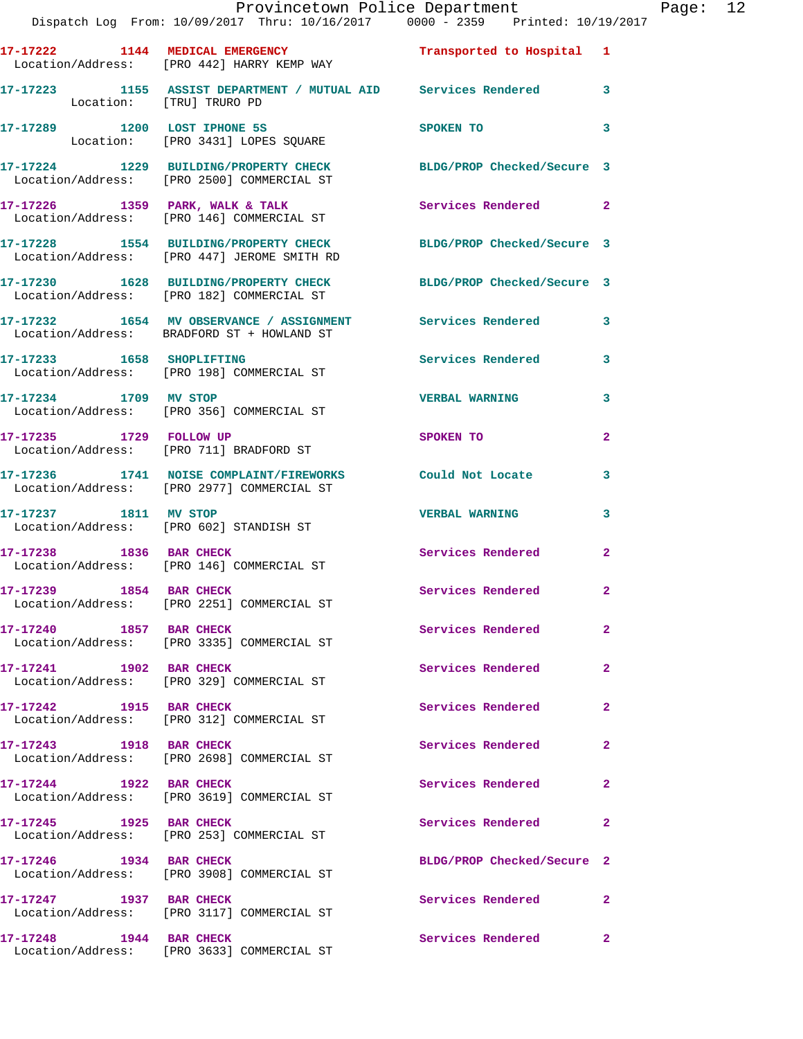17-17222 1144 MEDICAL EMERGENCY Transported to Hospital 1
Location/Address: [PRO 442] HARRY KEMP WAY

17-17223 1155 ASSIST DEPARTMENT / MUTUAL AID Services Rendered 3
Location: [TRU] TRURO PD

17-17289 1200 LOST IPHONE 5S SPOKEN TO 3
Location: [PRO 3431] LOPES SQUARE

17-17224 1229 BUILDING/PROPERTY CHECK BLDG/PROP Checked/Secure 3
Location/Address: [PRO 2500] COMMERCIAL ST

17-17226 1359 PARK, WALK & TALK Services Rendered 2
Location/Address: [PRO 146] COMMERCIAL ST

17-17228 1554 BUILDING/PROPERTY CHECK BLDG/PROP Checked/Secure 3
Location/Address: [PRO 447] JEROME SMITH RD

17-17230 1628 BUILDING/PROPERTY CHECK BLDG/PROP Checked/Secure 3
Location/Address: [PRO 182] COMMERCIAL ST

17-17232 1654 MV OBSERVANCE / ASSIGNMENT Services Rendered 3
Location/Address: BRADFORD ST + HOWLAND ST

17-17233 1658 SHOPLIFTING Services Rendered 3
Location/Address: [PRO 198] COMMERCIAL ST

17-17234 1709 MV STOP VERBAL WARNING 3
Location/Address: [PRO 356] COMMERCIAL ST

17-17235 1729 FOLLOW UP SPOKEN TO 2
Location/Address: [PRO 711] BRADFORD ST

17-17236 1741 NOISE COMPLAINT/FIREWORKS Could Not Locate 3
Location/Address: [PRO 2977] COMMERCIAL ST

17-17237 1811 MV STOP VERBAL WARNING 3
Location/Address: [PRO 602] STANDISH ST

17-17238 1836 BAR CHECK Services Rendered 2
Location/Address: [PRO 146] COMMERCIAL ST

17-17239 1854 BAR CHECK Services Rendered 2
Location/Address: [PRO 2251] COMMERCIAL ST

17-17240 1857 BAR CHECK Services Rendered 2
Location/Address: [PRO 3335] COMMERCIAL ST

17-17241 1902 BAR CHECK Services Rendered 2
Location/Address: [PRO 329] COMMERCIAL ST

17-17242 1915 BAR CHECK Services Rendered 2
Location/Address: [PRO 312] COMMERCIAL ST

17-17243 1918 BAR CHECK Services Rendered 2
Location/Address: [PRO 2698] COMMERCIAL ST

17-17244 1922 BAR CHECK Services Rendered 2
Location/Address: [PRO 3619] COMMERCIAL ST

17-17245 1925 BAR CHECK Services Rendered 2
Location/Address: [PRO 253] COMMERCIAL ST

17-17246 1934 BAR CHECK BLDG/PROP Checked/Secure 2
Location/Address: [PRO 3908] COMMERCIAL ST

17-17247 1937 BAR CHECK Services Rendered 2
Location/Address: [PRO 3117] COMMERCIAL ST

17-17248 1944 BAR CHECK Services Rendered 2
Location/Address: [PRO 3633] COMMERCIAL ST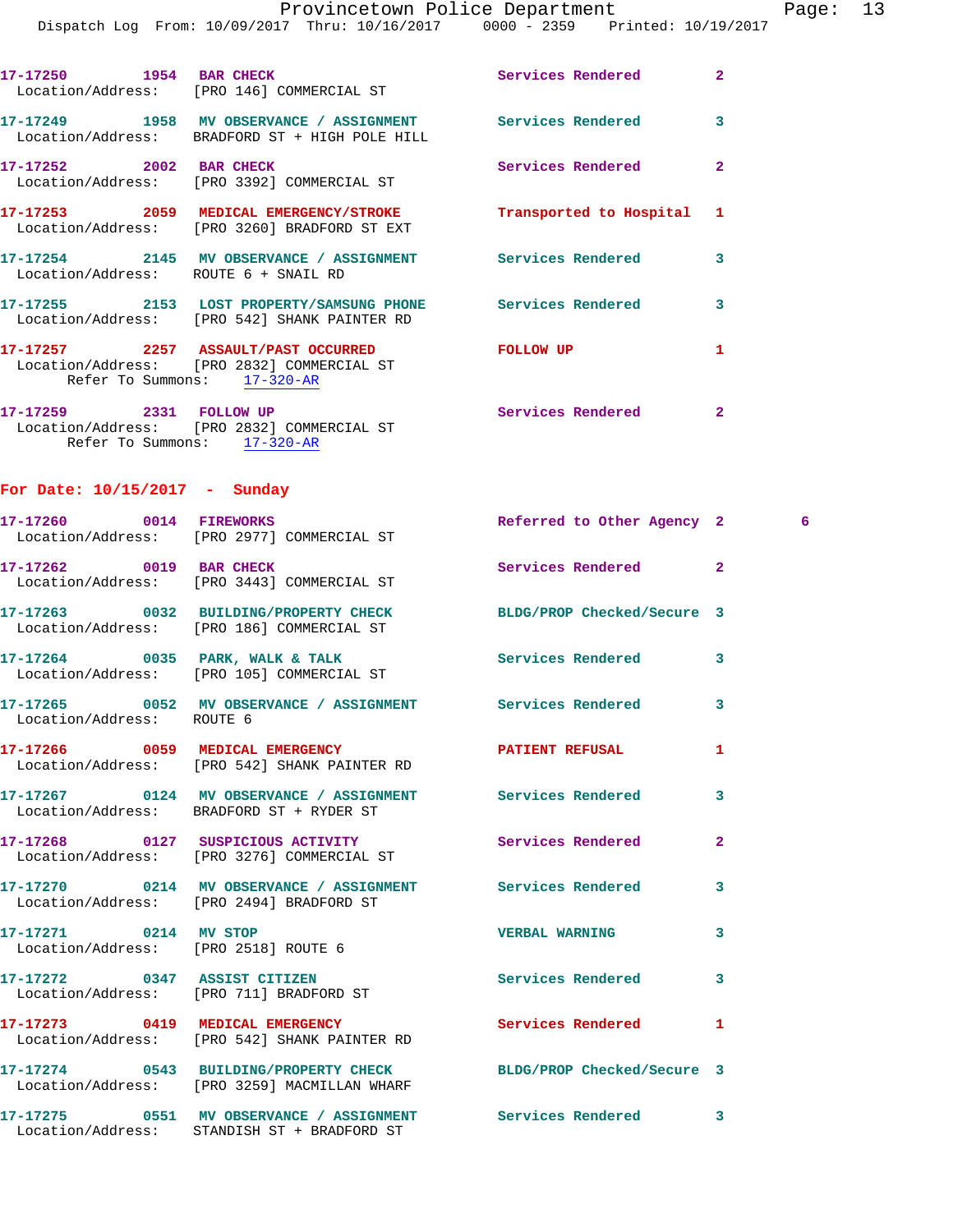17-17250 1954 BAR CHECK Services Rendered 2
Location/Address: [PRO 146] COMMERCIAL ST

17-17249 1958 MV OBSERVANCE / ASSIGNMENT Services Rendered 3
Location/Address: BRADFORD ST + HIGH POLE HILL

17-17252 2002 BAR CHECK Services Rendered 2
Location/Address: [PRO 3392] COMMERCIAL ST

17-17253 2059 MEDICAL EMERGENCY/STROKE Transported to Hospital 1
Location/Address: [PRO 3260] BRADFORD ST EXT

17-17254 2145 MV OBSERVANCE / ASSIGNMENT Services Rendered 3
Location/Address: ROUTE 6 + SNAIL RD

17-17255 2153 LOST PROPERTY/SAMSUNG PHONE Services Rendered 3
Location/Address: [PRO 542] SHANK PAINTER RD

17-17257 2257 ASSAULT/PAST OCCURRED FOLLOW UP 1
Location/Address: [PRO 2832] COMMERCIAL ST
Refer To Summons: 17-320-AR

17-17259 2331 FOLLOW UP Services Rendered 2
Location/Address: [PRO 2832] COMMERCIAL ST
Refer To Summons: 17-320-AR

## For Date: 10/15/2017 - Sunday

17-17260 0014 FIREWORKS Referred to Other Agency 2 6
Location/Address: [PRO 2977] COMMERCIAL ST

17-17262 0019 BAR CHECK Services Rendered 2
Location/Address: [PRO 3443] COMMERCIAL ST

17-17263 0032 BUILDING/PROPERTY CHECK BLDG/PROP Checked/Secure 3
Location/Address: [PRO 186] COMMERCIAL ST

17-17264 0035 PARK, WALK & TALK Services Rendered 3
Location/Address: [PRO 105] COMMERCIAL ST

17-17265 0052 MV OBSERVANCE / ASSIGNMENT Services Rendered 3
Location/Address: ROUTE 6

17-17266 0059 MEDICAL EMERGENCY PATIENT REFUSAL 1
Location/Address: [PRO 542] SHANK PAINTER RD

17-17267 0124 MV OBSERVANCE / ASSIGNMENT Services Rendered 3
Location/Address: BRADFORD ST + RYDER ST

17-17268 0127 SUSPICIOUS ACTIVITY Services Rendered 2
Location/Address: [PRO 3276] COMMERCIAL ST

17-17270 0214 MV OBSERVANCE / ASSIGNMENT Services Rendered 3
Location/Address: [PRO 2494] BRADFORD ST

17-17271 0214 MV STOP VERBAL WARNING 3
Location/Address: [PRO 2518] ROUTE 6

17-17272 0347 ASSIST CITIZEN Services Rendered 3
Location/Address: [PRO 711] BRADFORD ST

17-17273 0419 MEDICAL EMERGENCY Services Rendered 1
Location/Address: [PRO 542] SHANK PAINTER RD

17-17274 0543 BUILDING/PROPERTY CHECK BLDG/PROP Checked/Secure 3
Location/Address: [PRO 3259] MACMILLAN WHARF

17-17275 0551 MV OBSERVANCE / ASSIGNMENT Services Rendered 3
Location/Address: STANDISH ST + BRADFORD ST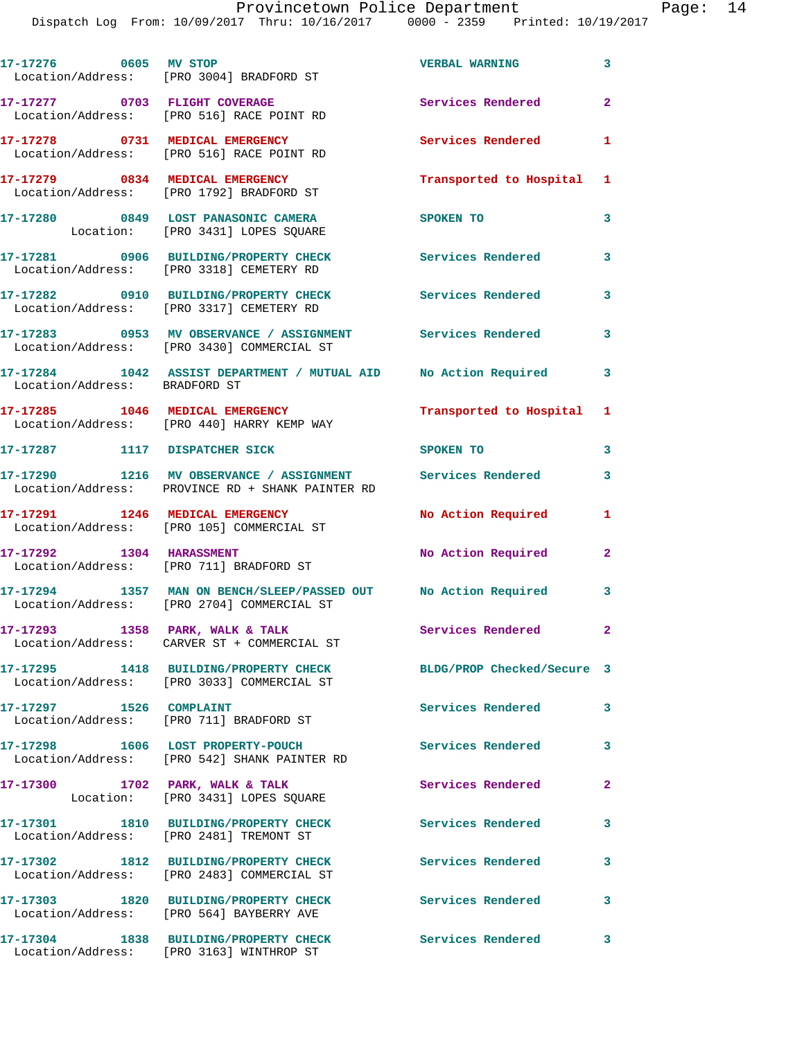17-17276 0605 MV STOP VERBAL WARNING 3
Location/Address: [PRO 3004] BRADFORD ST

17-17277 0703 FLIGHT COVERAGE Services Rendered 2
Location/Address: [PRO 516] RACE POINT RD

17-17278 0731 MEDICAL EMERGENCY Services Rendered 1
Location/Address: [PRO 516] RACE POINT RD

17-17279 0834 MEDICAL EMERGENCY Transported to Hospital 1
Location/Address: [PRO 1792] BRADFORD ST

17-17280 0849 LOST PANASONIC CAMERA SPOKEN TO 3
Location: [PRO 3431] LOPES SQUARE

17-17281 0906 BUILDING/PROPERTY CHECK Services Rendered 3
Location/Address: [PRO 3318] CEMETERY RD

17-17282 0910 BUILDING/PROPERTY CHECK Services Rendered 3
Location/Address: [PRO 3317] CEMETERY RD

17-17283 0953 MV OBSERVANCE / ASSIGNMENT Services Rendered 3
Location/Address: [PRO 3430] COMMERCIAL ST

17-17284 1042 ASSIST DEPARTMENT / MUTUAL AID No Action Required 3
Location/Address: BRADFORD ST

17-17285 1046 MEDICAL EMERGENCY Transported to Hospital 1
Location/Address: [PRO 440] HARRY KEMP WAY

17-17287 1117 DISPATCHER SICK SPOKEN TO 3

17-17290 1216 MV OBSERVANCE / ASSIGNMENT Services Rendered 3
Location/Address: PROVINCE RD + SHANK PAINTER RD

17-17291 1246 MEDICAL EMERGENCY No Action Required 1
Location/Address: [PRO 105] COMMERCIAL ST

17-17292 1304 HARASSMENT No Action Required 2
Location/Address: [PRO 711] BRADFORD ST

17-17294 1357 MAN ON BENCH/SLEEP/PASSED OUT No Action Required 3
Location/Address: [PRO 2704] COMMERCIAL ST

17-17293 1358 PARK, WALK & TALK Services Rendered 2
Location/Address: CARVER ST + COMMERCIAL ST

17-17295 1418 BUILDING/PROPERTY CHECK BLDG/PROP Checked/Secure 3
Location/Address: [PRO 3033] COMMERCIAL ST

17-17297 1526 COMPLAINT Services Rendered 3
Location/Address: [PRO 711] BRADFORD ST

17-17298 1606 LOST PROPERTY-POUCH Services Rendered 3
Location/Address: [PRO 542] SHANK PAINTER RD

17-17300 1702 PARK, WALK & TALK Services Rendered 2
Location: [PRO 3431] LOPES SQUARE

17-17301 1810 BUILDING/PROPERTY CHECK Services Rendered 3
Location/Address: [PRO 2481] TREMONT ST

17-17302 1812 BUILDING/PROPERTY CHECK Services Rendered 3
Location/Address: [PRO 2483] COMMERCIAL ST

17-17303 1820 BUILDING/PROPERTY CHECK Services Rendered 3
Location/Address: [PRO 564] BAYBERRY AVE

17-17304 1838 BUILDING/PROPERTY CHECK Services Rendered 3
Location/Address: [PRO 3163] WINTHROP ST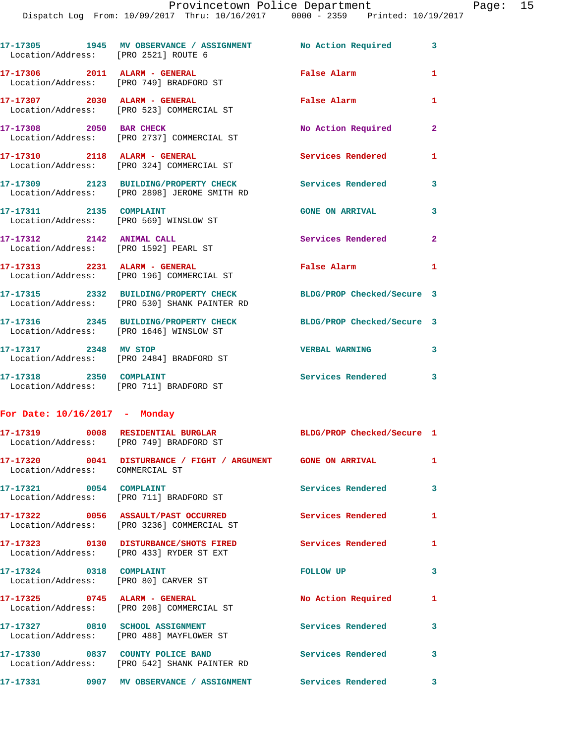17-17305 1945 MV OBSERVANCE / ASSIGNMENT No Action Required 3
Location/Address: [PRO 2521] ROUTE 6

17-17306 2011 ALARM - GENERAL False Alarm 1
Location/Address: [PRO 749] BRADFORD ST

17-17307 2030 ALARM - GENERAL False Alarm 1
Location/Address: [PRO 523] COMMERCIAL ST

17-17308 2050 BAR CHECK No Action Required 2
Location/Address: [PRO 2737] COMMERCIAL ST

17-17310 2118 ALARM - GENERAL Services Rendered 1
Location/Address: [PRO 324] COMMERCIAL ST

17-17309 2123 BUILDING/PROPERTY CHECK Services Rendered 3
Location/Address: [PRO 2898] JEROME SMITH RD

17-17311 2135 COMPLAINT GONE ON ARRIVAL 3
Location/Address: [PRO 569] WINSLOW ST

17-17312 2142 ANIMAL CALL Services Rendered 2
Location/Address: [PRO 1592] PEARL ST

17-17313 2231 ALARM - GENERAL False Alarm 1
Location/Address: [PRO 196] COMMERCIAL ST

17-17315 2332 BUILDING/PROPERTY CHECK BLDG/PROP Checked/Secure 3
Location/Address: [PRO 530] SHANK PAINTER RD

17-17316 2345 BUILDING/PROPERTY CHECK BLDG/PROP Checked/Secure 3
Location/Address: [PRO 1646] WINSLOW ST

17-17317 2348 MV STOP VERBAL WARNING 3
Location/Address: [PRO 2484] BRADFORD ST

17-17318 2350 COMPLAINT Services Rendered 3
Location/Address: [PRO 711] BRADFORD ST

**For Date: 10/16/2017 - Monday**

17-17319 0008 RESIDENTIAL BURGLAR BLDG/PROP Checked/Secure 1
Location/Address: [PRO 749] BRADFORD ST

17-17320 0041 DISTURBANCE / FIGHT / ARGUMENT GONE ON ARRIVAL 1
Location/Address: COMMERCIAL ST

17-17321 0054 COMPLAINT Services Rendered 3
Location/Address: [PRO 711] BRADFORD ST

17-17322 0056 ASSAULT/PAST OCCURRED Services Rendered 1
Location/Address: [PRO 3236] COMMERCIAL ST

17-17323 0130 DISTURBANCE/SHOTS FIRED Services Rendered 1
Location/Address: [PRO 433] RYDER ST EXT

17-17324 0318 COMPLAINT FOLLOW UP 3
Location/Address: [PRO 80] CARVER ST

17-17325 0745 ALARM - GENERAL No Action Required 1
Location/Address: [PRO 208] COMMERCIAL ST

17-17327 0810 SCHOOL ASSIGNMENT Services Rendered 3
Location/Address: [PRO 488] MAYFLOWER ST

17-17330 0837 COUNTY POLICE BAND Services Rendered 3
Location/Address: [PRO 542] SHANK PAINTER RD

17-17331 0907 MV OBSERVANCE / ASSIGNMENT Services Rendered 3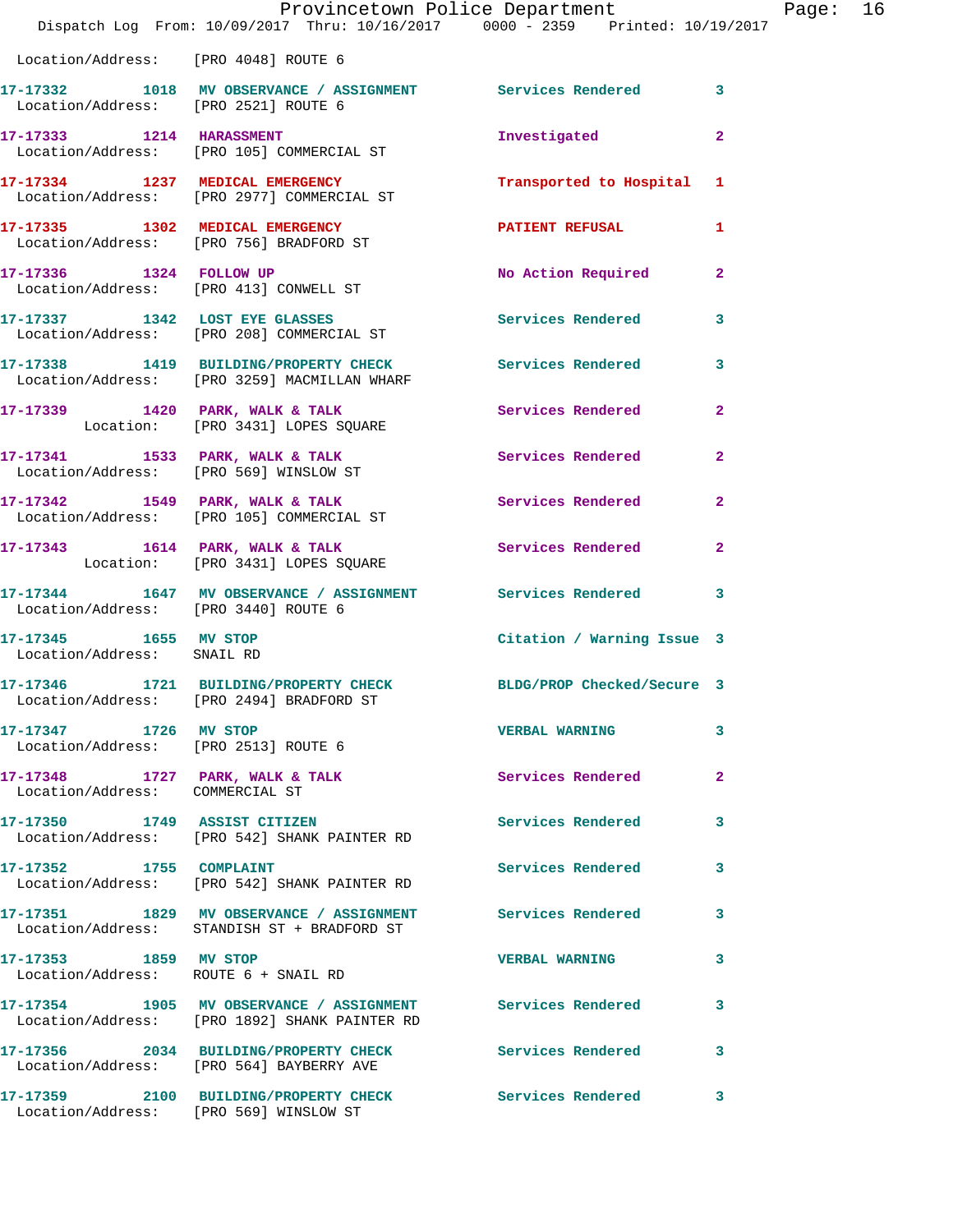Location/Address: [PRO 4048] ROUTE 6

**17-17332** 1018 **MV OBSERVANCE / ASSIGNMENT** Services Rendered 3
Location/Address: [PRO 2521] ROUTE 6

**17-17333** 1214 **HARASSMENT** Investigated 2
Location/Address: [PRO 105] COMMERCIAL ST

**17-17334** 1237 **MEDICAL EMERGENCY** Transported to Hospital 1
Location/Address: [PRO 2977] COMMERCIAL ST

**17-17335** 1302 **MEDICAL EMERGENCY** PATIENT REFUSAL 1
Location/Address: [PRO 756] BRADFORD ST

**17-17336** 1324 **FOLLOW UP** No Action Required 2
Location/Address: [PRO 413] CONWELL ST

**17-17337** 1342 **LOST EYE GLASSES** Services Rendered 3
Location/Address: [PRO 208] COMMERCIAL ST

**17-17338** 1419 **BUILDING/PROPERTY CHECK** Services Rendered 3
Location/Address: [PRO 3259] MACMILLAN WHARF

**17-17339** 1420 **PARK, WALK & TALK** Services Rendered 2
Location: [PRO 3431] LOPES SQUARE

**17-17341** 1533 **PARK, WALK & TALK** Services Rendered 2
Location/Address: [PRO 569] WINSLOW ST

**17-17342** 1549 **PARK, WALK & TALK** Services Rendered 2
Location/Address: [PRO 105] COMMERCIAL ST

**17-17343** 1614 **PARK, WALK & TALK** Services Rendered 2
Location: [PRO 3431] LOPES SQUARE

**17-17344** 1647 **MV OBSERVANCE / ASSIGNMENT** Services Rendered 3
Location/Address: [PRO 3440] ROUTE 6

**17-17345** 1655 **MV STOP** Citation / Warning Issue 3
Location/Address: SNAIL RD

**17-17346** 1721 **BUILDING/PROPERTY CHECK** BLDG/PROP Checked/Secure 3
Location/Address: [PRO 2494] BRADFORD ST

**17-17347** 1726 **MV STOP** VERBAL WARNING 3
Location/Address: [PRO 2513] ROUTE 6

**17-17348** 1727 **PARK, WALK & TALK** Services Rendered 2
Location/Address: COMMERCIAL ST

**17-17350** 1749 **ASSIST CITIZEN** Services Rendered 3
Location/Address: [PRO 542] SHANK PAINTER RD

**17-17352** 1755 **COMPLAINT** Services Rendered 3
Location/Address: [PRO 542] SHANK PAINTER RD

**17-17351** 1829 **MV OBSERVANCE / ASSIGNMENT** Services Rendered 3
Location/Address: STANDISH ST + BRADFORD ST

**17-17353** 1859 **MV STOP** VERBAL WARNING 3
Location/Address: ROUTE 6 + SNAIL RD

**17-17354** 1905 **MV OBSERVANCE / ASSIGNMENT** Services Rendered 3
Location/Address: [PRO 1892] SHANK PAINTER RD

**17-17356** 2034 **BUILDING/PROPERTY CHECK** Services Rendered 3
Location/Address: [PRO 564] BAYBERRY AVE

**17-17359** 2100 **BUILDING/PROPERTY CHECK** Services Rendered 3
Location/Address: [PRO 569] WINSLOW ST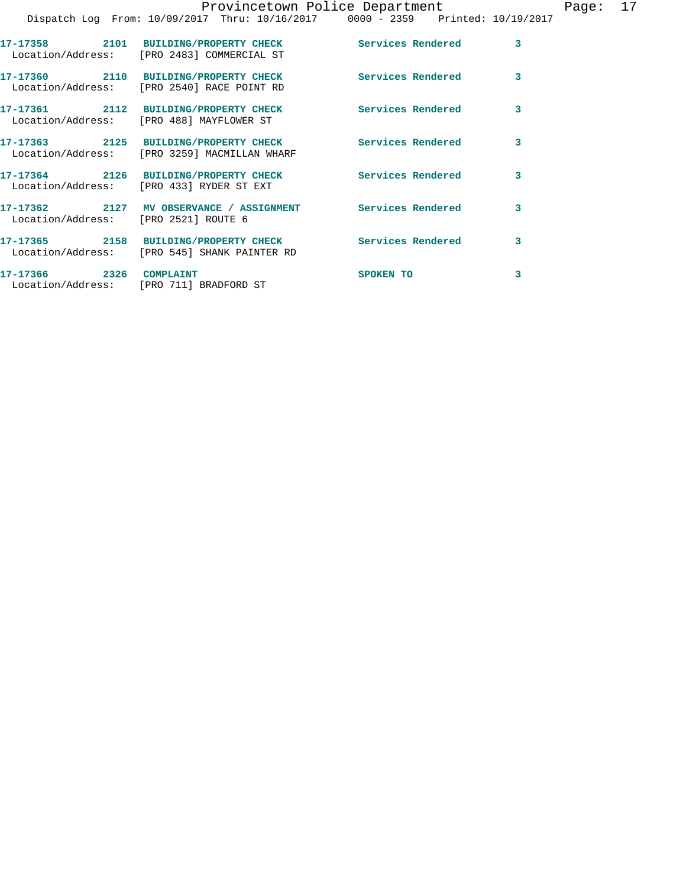17-17358 2101 BUILDING/PROPERTY CHECK Services Rendered 3
Location/Address: [PRO 2483] COMMERCIAL ST

17-17360 2110 BUILDING/PROPERTY CHECK Services Rendered 3
Location/Address: [PRO 2540] RACE POINT RD

17-17361 2112 BUILDING/PROPERTY CHECK Services Rendered 3
Location/Address: [PRO 488] MAYFLOWER ST

17-17363 2125 BUILDING/PROPERTY CHECK Services Rendered 3
Location/Address: [PRO 3259] MACMILLAN WHARF

17-17364 2126 BUILDING/PROPERTY CHECK Services Rendered 3
Location/Address: [PRO 433] RYDER ST EXT

17-17362 2127 MV OBSERVANCE / ASSIGNMENT Services Rendered 3
Location/Address: [PRO 2521] ROUTE 6

17-17365 2158 BUILDING/PROPERTY CHECK Services Rendered 3
Location/Address: [PRO 545] SHANK PAINTER RD

17-17366 2326 COMPLAINT SPOKEN TO 3
Location/Address: [PRO 711] BRADFORD ST